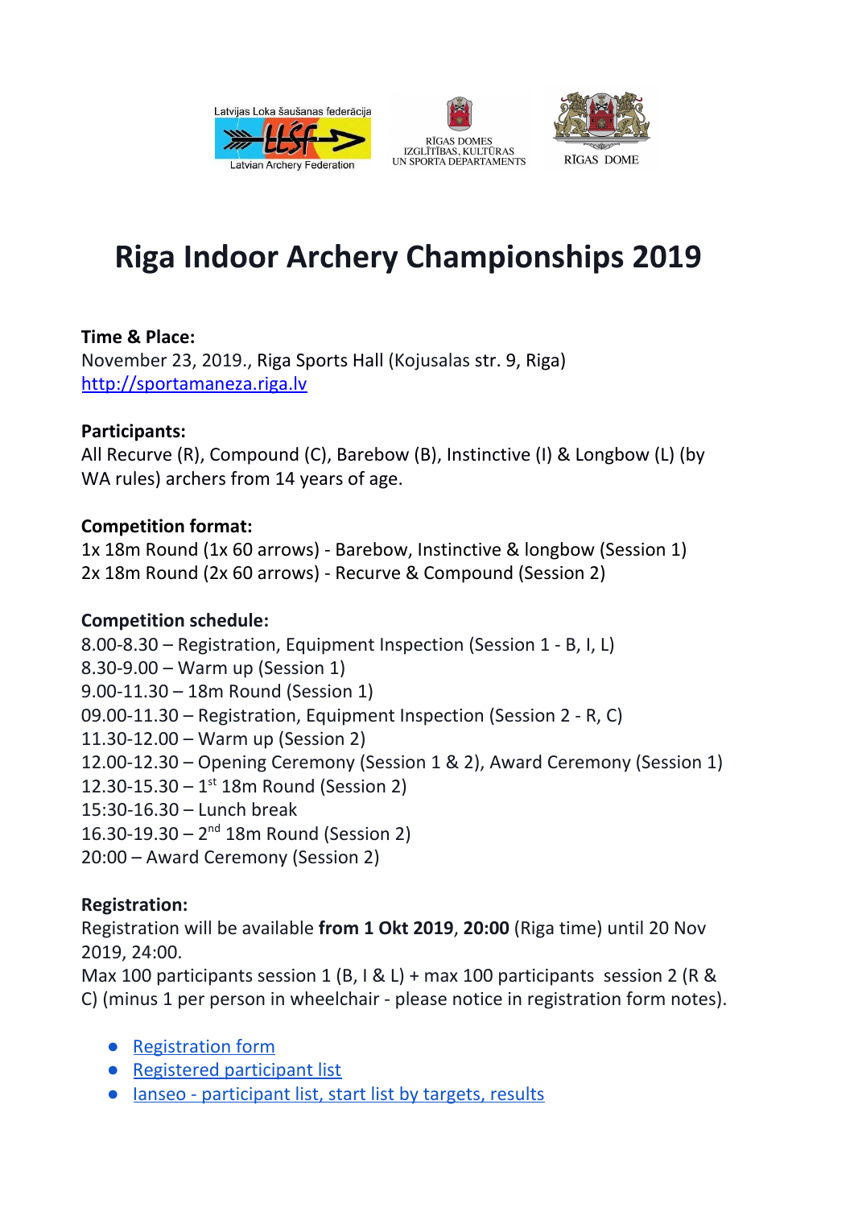Latvijas Loka šaušanas federācija

Latvian Archery Federation

RĪGAS DOMES IZGLĪTĪBAS, KULTŪRAS UN SPORTA DEPARTAMENTS

RĪGAS DOME

# Riga Indoor Archery Championships 2019

**Time & Place:**
November 23, 2019., Riga Sports Hall (Kojusalas str. 9, Riga)
[http://sportamaneza.riga.lv](http://sportamaneza.riga.lv)

**Participants:**
All Recurve (R), Compound (C), Barebow (B), Instinctive (I) & Longbow (L) (by WA rules) archers from 14 years of age.

**Competition format:**
1x 18m Round (1x 60 arrows) - Barebow, Instinctive & longbow (Session 1)
2x 18m Round (2x 60 arrows) - Recurve & Compound (Session 2)

**Competition schedule:**
8.00-8.30 – Registration, Equipment Inspection (Session 1 - B, I, L)
8.30-9.00 – Warm up (Session 1)
9.00-11.30 – 18m Round (Session 1)
09.00-11.30 – Registration, Equipment Inspection (Session 2 - R, C)
11.30-12.00 – Warm up (Session 2)
12.00-12.30 – Opening Ceremony (Session 1 & 2), Award Ceremony (Session 1)
12.30-15.30 – 1st 18m Round (Session 2)
15:30-16.30 – Lunch break
16.30-19.30 – 2nd 18m Round (Session 2)
20:00 – Award Ceremony (Session 2)

**Registration:**
Registration will be available **from 1 Okt 2019**, **20:00** (Riga time) until 20 Nov 2019, 24:00.
Max 100 participants session 1 (B, I & L) + max 100 participants session 2 (R & C) (minus 1 per person in wheelchair - please notice in registration form notes).

- Registration form
- Registered participant list
- Ianseo - participant list, start list by targets, results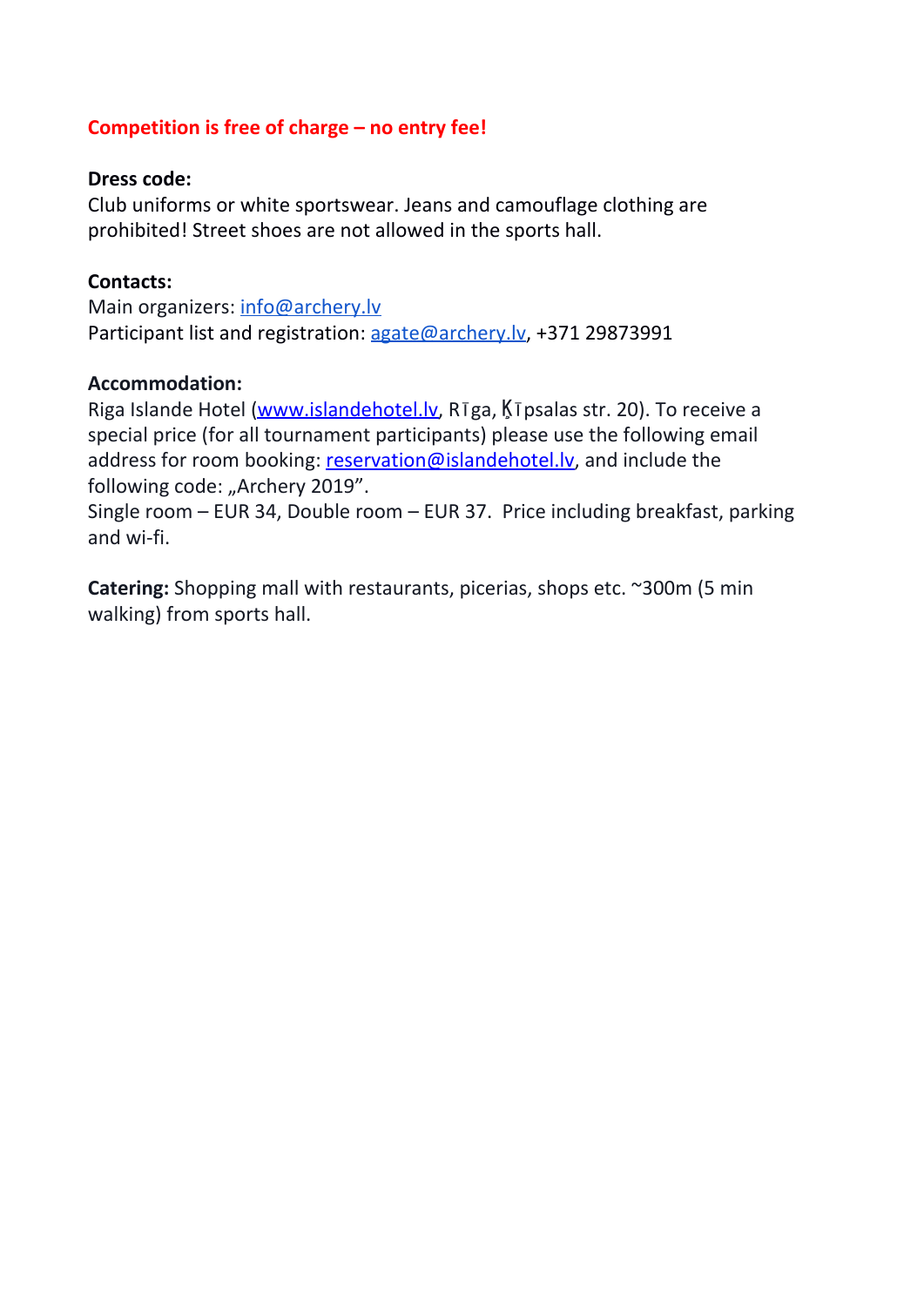**Competition is free of charge – no entry fee!**

**Dress code:**
Club uniforms or white sportswear. Jeans and camouflage clothing are prohibited! Street shoes are not allowed in the sports hall.

**Contacts:**
Main organizers: info@archery.lv
Participant list and registration: agate@archery.lv, +371 29873991

**Accommodation:**
Riga Islande Hotel (www.islandehotel.lv, Rīga, Ķīpsalas str. 20). To receive a special price (for all tournament participants) please use the following email address for room booking: reservation@islandehotel.lv, and include the following code: „Archery 2019".
Single room – EUR 34, Double room – EUR 37. Price including breakfast, parking and wi-fi.

**Catering:** Shopping mall with restaurants, picerias, shops etc. ~300m (5 min walking) from sports hall.